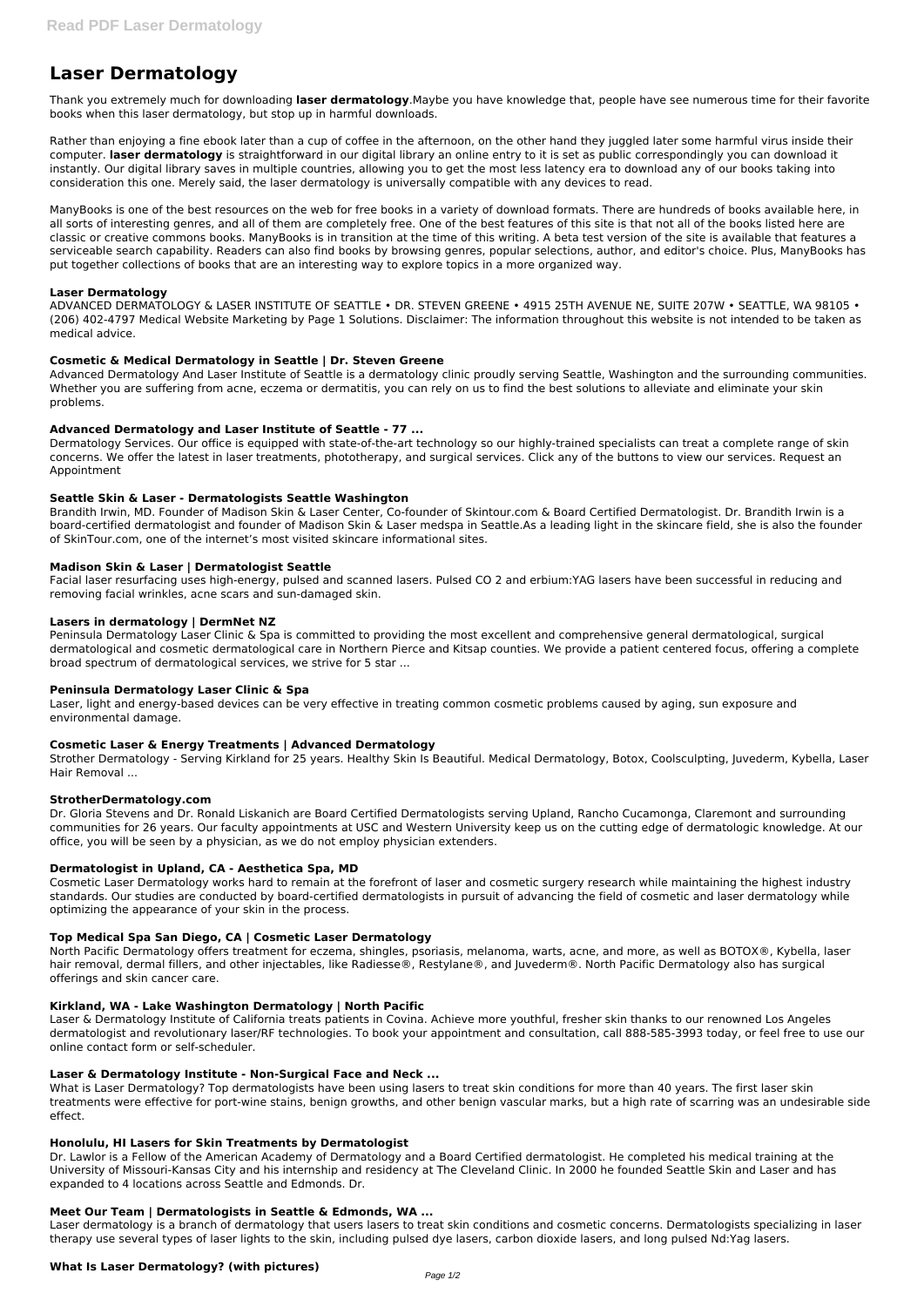# Laser Dermatology

Thank you extremely much for downloading **laser dermatology**.Maybe you have knowledge that, people have see numerous time for their favorite books when this laser dermatology, but stop up in harmful downloads.

Rather than enjoying a fine ebook later than a cup of coffee in the afternoon, on the other hand they juggled later some harmful virus inside their computer. **laser dermatology** is straightforward in our digital library an online entry to it is set as public correspondingly you can download it instantly. Our digital library saves in multiple countries, allowing you to get the most less latency era to download any of our books taking into consideration this one. Merely said, the laser dermatology is universally compatible with any devices to read.

ManyBooks is one of the best resources on the web for free books in a variety of download formats. There are hundreds of books available here, in all sorts of interesting genres, and all of them are completely free. One of the best features of this site is that not all of the books listed here are classic or creative commons books. ManyBooks is in transition at the time of this writing. A beta test version of the site is available that features a serviceable search capability. Readers can also find books by browsing genres, popular selections, author, and editor's choice. Plus, ManyBooks has put together collections of books that are an interesting way to explore topics in a more organized way.

### Laser Dermatology

ADVANCED DERMATOLOGY & LASER INSTITUTE OF SEATTLE • DR. STEVEN GREENE • 4915 25TH AVENUE NE, SUITE 207W • SEATTLE, WA 98105 • (206) 402-4797 Medical Website Marketing by Page 1 Solutions. Disclaimer: The information throughout this website is not intended to be taken as medical advice.

### Cosmetic & Medical Dermatology in Seattle | Dr. Steven Greene

Advanced Dermatology And Laser Institute of Seattle is a dermatology clinic proudly serving Seattle, Washington and the surrounding communities. Whether you are suffering from acne, eczema or dermatitis, you can rely on us to find the best solutions to alleviate and eliminate your skin problems.

### Advanced Dermatology and Laser Institute of Seattle - 77 ...

Dermatology Services. Our office is equipped with state-of-the-art technology so our highly-trained specialists can treat a complete range of skin concerns. We offer the latest in laser treatments, phototherapy, and surgical services. Click any of the buttons to view our services. Request an Appointment

### Seattle Skin & Laser - Dermatologists Seattle Washington

Brandith Irwin, MD. Founder of Madison Skin & Laser Center, Co-founder of Skintour.com & Board Certified Dermatologist. Dr. Brandith Irwin is a board-certified dermatologist and founder of Madison Skin & Laser medspa in Seattle.As a leading light in the skincare field, she is also the founder of SkinTour.com, one of the internet's most visited skincare informational sites.

### Madison Skin & Laser | Dermatologist Seattle

Facial laser resurfacing uses high-energy, pulsed and scanned lasers. Pulsed CO 2 and erbium:YAG lasers have been successful in reducing and removing facial wrinkles, acne scars and sun-damaged skin.

### Lasers in dermatology | DermNet NZ

Peninsula Dermatology Laser Clinic & Spa is committed to providing the most excellent and comprehensive general dermatological, surgical dermatological and cosmetic dermatological care in Northern Pierce and Kitsap counties. We provide a patient centered focus, offering a complete broad spectrum of dermatological services, we strive for 5 star ...

### Peninsula Dermatology Laser Clinic & Spa

Laser, light and energy-based devices can be very effective in treating common cosmetic problems caused by aging, sun exposure and environmental damage.

### Cosmetic Laser & Energy Treatments | Advanced Dermatology

Strother Dermatology - Serving Kirkland for 25 years. Healthy Skin Is Beautiful. Medical Dermatology, Botox, Coolsculpting, Juvederm, Kybella, Laser Hair Removal ...

### StrotherDermatology.com

Dr. Gloria Stevens and Dr. Ronald Liskanich are Board Certified Dermatologists serving Upland, Rancho Cucamonga, Claremont and surrounding communities for 26 years. Our faculty appointments at USC and Western University keep us on the cutting edge of dermatologic knowledge. At our office, you will be seen by a physician, as we do not employ physician extenders.

### Dermatologist in Upland, CA - Aesthetica Spa, MD

Cosmetic Laser Dermatology works hard to remain at the forefront of laser and cosmetic surgery research while maintaining the highest industry standards. Our studies are conducted by board-certified dermatologists in pursuit of advancing the field of cosmetic and laser dermatology while optimizing the appearance of your skin in the process.

### Top Medical Spa San Diego, CA | Cosmetic Laser Dermatology

North Pacific Dermatology offers treatment for eczema, shingles, psoriasis, melanoma, warts, acne, and more, as well as BOTOX®, Kybella, laser hair removal, dermal fillers, and other injectables, like Radiesse®, Restylane®, and Juvederm®. North Pacific Dermatology also has surgical offerings and skin cancer care.

### Kirkland, WA - Lake Washington Dermatology | North Pacific

Laser & Dermatology Institute of California treats patients in Covina. Achieve more youthful, fresher skin thanks to our renowned Los Angeles dermatologist and revolutionary laser/RF technologies. To book your appointment and consultation, call 888-585-3993 today, or feel free to use our online contact form or self-scheduler.

### Laser & Dermatology Institute - Non-Surgical Face and Neck ...

What is Laser Dermatology? Top dermatologists have been using lasers to treat skin conditions for more than 40 years. The first laser skin treatments were effective for port-wine stains, benign growths, and other benign vascular marks, but a high rate of scarring was an undesirable side effect.

### Honolulu, HI Lasers for Skin Treatments by Dermatologist

Dr. Lawlor is a Fellow of the American Academy of Dermatology and a Board Certified dermatologist. He completed his medical training at the University of Missouri-Kansas City and his internship and residency at The Cleveland Clinic. In 2000 he founded Seattle Skin and Laser and has expanded to 4 locations across Seattle and Edmonds. Dr.

### Meet Our Team | Dermatologists in Seattle & Edmonds, WA ...

Laser dermatology is a branch of dermatology that uses lasers to treat skin conditions and cosmetic concerns. Dermatologists specializing in laser therapy use several types of laser lights to the skin, including pulsed dye lasers, carbon dioxide lasers, and long pulsed Nd:Yag lasers.

### What Is Laser Dermatology? (with pictures)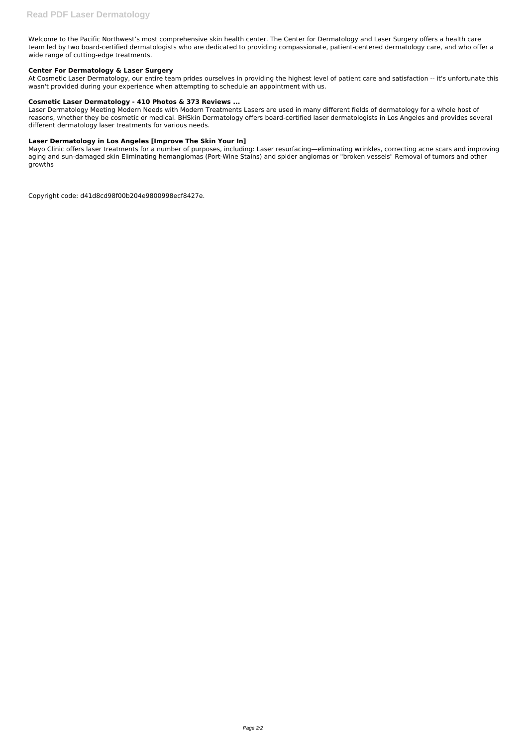Welcome to the Pacific Northwest's most comprehensive skin health center. The Center for Dermatology and Laser Surgery offers a health care team led by two board-certified dermatologists who are dedicated to providing compassionate, patient-centered dermatology care, and who offer a wide range of cutting-edge treatments.

### Center For Dermatology & Laser Surgery

At Cosmetic Laser Dermatology, our entire team prides ourselves in providing the highest level of patient care and satisfaction -- it's unfortunate this wasn't provided during your experience when attempting to schedule an appointment with us.

### Cosmetic Laser Dermatology - 410 Photos & 373 Reviews ...

Laser Dermatology Meeting Modern Needs with Modern Treatments Lasers are used in many different fields of dermatology for a whole host of reasons, whether they be cosmetic or medical. BHSkin Dermatology offers board-certified laser dermatologists in Los Angeles and provides several different dermatology laser treatments for various needs.

### Laser Dermatology in Los Angeles [Improve The Skin Your In]

Mayo Clinic offers laser treatments for a number of purposes, including: Laser resurfacing—eliminating wrinkles, correcting acne scars and improving aging and sun-damaged skin Eliminating hemangiomas (Port-Wine Stains) and spider angiomas or "broken vessels" Removal of tumors and other growths

Copyright code: d41d8cd98f00b204e9800998ecf8427e.